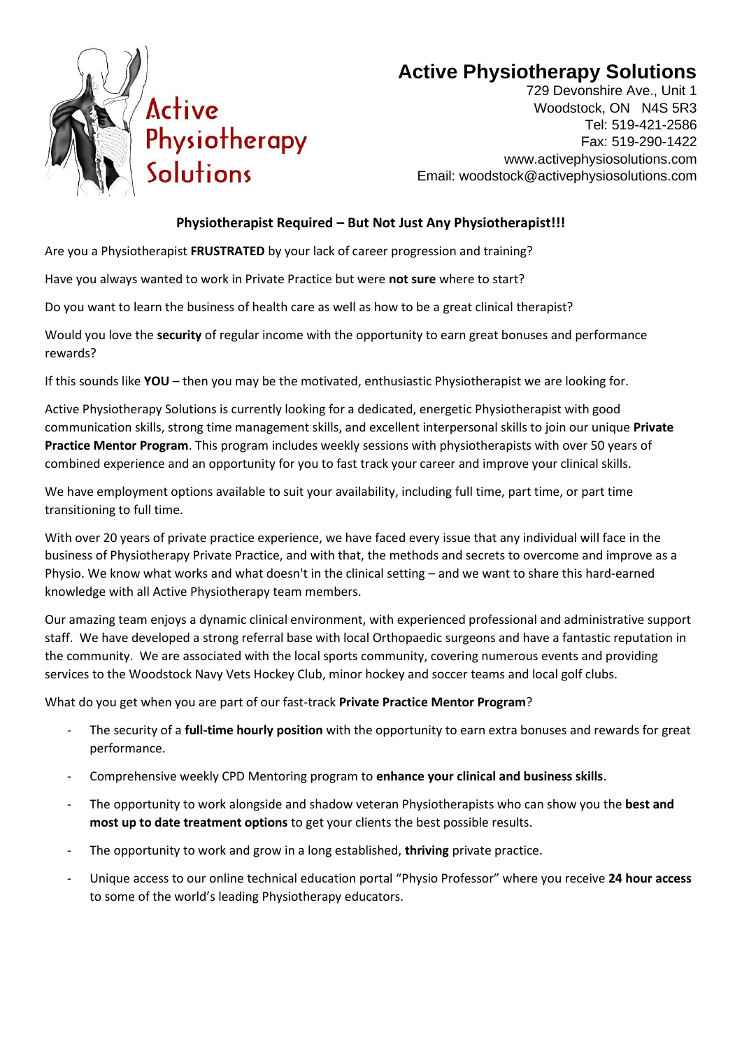# Active Physiotherapy Solutions

729 Devonshire Ave., Unit 1
Woodstock, ON N4S 5R3
Tel: 519-421-2586
Fax: 519-290-1422
www.activephysiosolutions.com
Email: woodstock@activephysiosolutions.com

## Physiotherapist Required – But Not Just Any Physiotherapist!!!

Are you a Physiotherapist **FRUSTRATED** by your lack of career progression and training?

Have you always wanted to work in Private Practice but were **not sure** where to start?

Do you want to learn the business of health care as well as how to be a great clinical therapist?

Would you love the **security** of regular income with the opportunity to earn great bonuses and performance rewards?

If this sounds like **YOU** – then you may be the motivated, enthusiastic Physiotherapist we are looking for.

Active Physiotherapy Solutions is currently looking for a dedicated, energetic Physiotherapist with good communication skills, strong time management skills, and excellent interpersonal skills to join our unique **Private Practice Mentor Program**. This program includes weekly sessions with physiotherapists with over 50 years of combined experience and an opportunity for you to fast track your career and improve your clinical skills.

We have employment options available to suit your availability, including full time, part time, or part time transitioning to full time.

With over 20 years of private practice experience, we have faced every issue that any individual will face in the business of Physiotherapy Private Practice, and with that, the methods and secrets to overcome and improve as a Physio. We know what works and what doesn't in the clinical setting – and we want to share this hard-earned knowledge with all Active Physiotherapy team members.

Our amazing team enjoys a dynamic clinical environment, with experienced professional and administrative support staff. We have developed a strong referral base with local Orthopaedic surgeons and have a fantastic reputation in the community. We are associated with the local sports community, covering numerous events and providing services to the Woodstock Navy Vets Hockey Club, minor hockey and soccer teams and local golf clubs.

What do you get when you are part of our fast-track **Private Practice Mentor Program**?

- The security of a **full-time hourly position** with the opportunity to earn extra bonuses and rewards for great performance.
- Comprehensive weekly CPD Mentoring program to **enhance your clinical and business skills**.
- The opportunity to work alongside and shadow veteran Physiotherapists who can show you the **best and most up to date treatment options** to get your clients the best possible results.
- The opportunity to work and grow in a long established, **thriving** private practice.
- Unique access to our online technical education portal "Physio Professor" where you receive **24 hour access** to some of the world's leading Physiotherapy educators.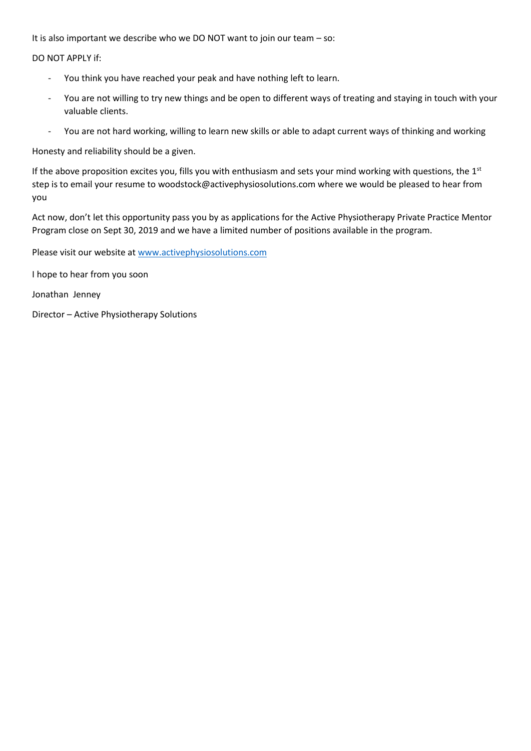It is also important we describe who we DO NOT want to join our team – so:

DO NOT APPLY if:

- You think you have reached your peak and have nothing left to learn.
- You are not willing to try new things and be open to different ways of treating and staying in touch with your valuable clients.
- You are not hard working, willing to learn new skills or able to adapt current ways of thinking and working

Honesty and reliability should be a given.

If the above proposition excites you, fills you with enthusiasm and sets your mind working with questions, the 1st step is to email your resume to woodstock@activephysiosolutions.com where we would be pleased to hear from you

Act now, don't let this opportunity pass you by as applications for the Active Physiotherapy Private Practice Mentor Program close on Sept 30, 2019 and we have a limited number of positions available in the program.

Please visit our website at [www.activephysiosolutions.com](http://www.activephysiosolutions.com)

I hope to hear from you soon

Jonathan Jenney

Director – Active Physiotherapy Solutions